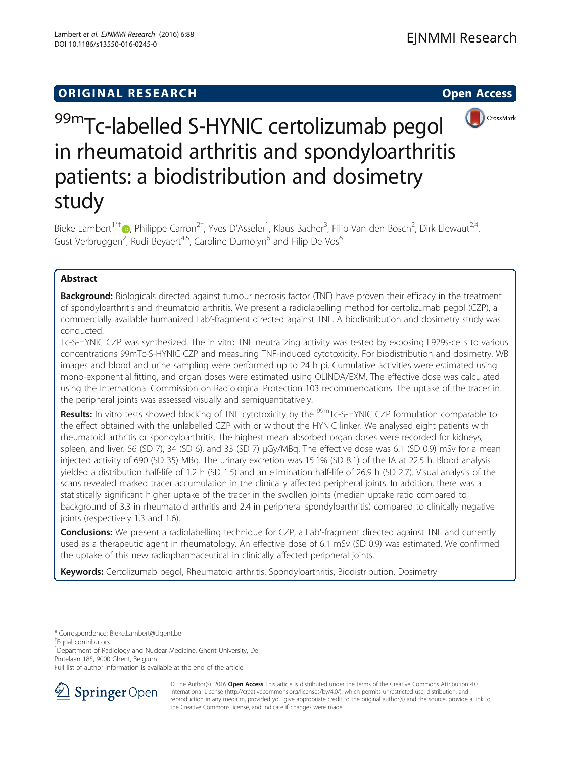ORIGINAL RESEARCH

Open Access

# $^{99m}$Tc-labelled S-HYNIC certolizumab pegol in rheumatoid arthritis and spondyloarthritis patients: a biodistribution and dosimetry study

Bieke Lambert[1*†], Philippe Carron[2†], Yves D'Asseler[1], Klaus Bacher[3], Filip Van den Bosch[2], Dirk Elewaut[2,4], Gust Verbruggen[2], Rudi Beyaert[4,5], Caroline Dumolyn[6] and Filip De Vos[6]

## Abstract

**Background:** Biologicals directed against tumour necrosis factor (TNF) have proven their efficacy in the treatment of spondyloarthritis and rheumatoid arthritis. We present a radiolabelling method for certolizumab pegol (CZP), a commercially available humanized Fab′-fragment directed against TNF. A biodistribution and dosimetry study was conducted.

Tc-S-HYNIC CZP was synthesized. The in vitro TNF neutralizing activity was tested by exposing L929s-cells to various concentrations 99mTc-S-HYNIC CZP and measuring TNF-induced cytotoxicity. For biodistribution and dosimetry, WB images and blood and urine sampling were performed up to 24 h pi. Cumulative activities were estimated using mono-exponential fitting, and organ doses were estimated using OLINDA/EXM. The effective dose was calculated using the International Commission on Radiological Protection 103 recommendations. The uptake of the tracer in the peripheral joints was assessed visually and semiquantitatively.

**Results:** In vitro tests showed blocking of TNF cytotoxicity by the $^{99m}$Tc-S-HYNIC CZP formulation comparable to the effect obtained with the unlabelled CZP with or without the HYNIC linker. We analysed eight patients with rheumatoid arthritis or spondyloarthritis. The highest mean absorbed organ doses were recorded for kidneys, spleen, and liver: 56 (SD 7), 34 (SD 6), and 33 (SD 7) μGy/MBq. The effective dose was 6.1 (SD 0.9) mSv for a mean injected activity of 690 (SD 35) MBq. The urinary excretion was 15.1% (SD 8.1) of the IA at 22.5 h. Blood analysis yielded a distribution half-life of 1.2 h (SD 1.5) and an elimination half-life of 26.9 h (SD 2.7). Visual analysis of the scans revealed marked tracer accumulation in the clinically affected peripheral joints. In addition, there was a statistically significant higher uptake of the tracer in the swollen joints (median uptake ratio compared to background of 3.3 in rheumatoid arthritis and 2.4 in peripheral spondyloarthritis) compared to clinically negative joints (respectively 1.3 and 1.6).

**Conclusions:** We present a radiolabelling technique for CZP, a Fab′-fragment directed against TNF and currently used as a therapeutic agent in rheumatology. An effective dose of 6.1 mSv (SD 0.9) was estimated. We confirmed the uptake of this new radiopharmaceutical in clinically affected peripheral joints.

**Keywords:** Certolizumab pegol, Rheumatoid arthritis, Spondyloarthritis, Biodistribution, Dosimetry

\* Correspondence: Bieke.Lambert@Ugent.be

†Equal contributors

[1]Department of Radiology and Nuclear Medicine, Ghent University, De Pintelaan 185, 9000 Ghent, Belgium

Full list of author information is available at the end of the article

© The Author(s). 2016 **Open Access** This article is distributed under the terms of the Creative Commons Attribution 4.0 International License (http://creativecommons.org/licenses/by/4.0/), which permits unrestricted use, distribution, and reproduction in any medium, provided you give appropriate credit to the original author(s) and the source, provide a link to the Creative Commons license, and indicate if changes were made.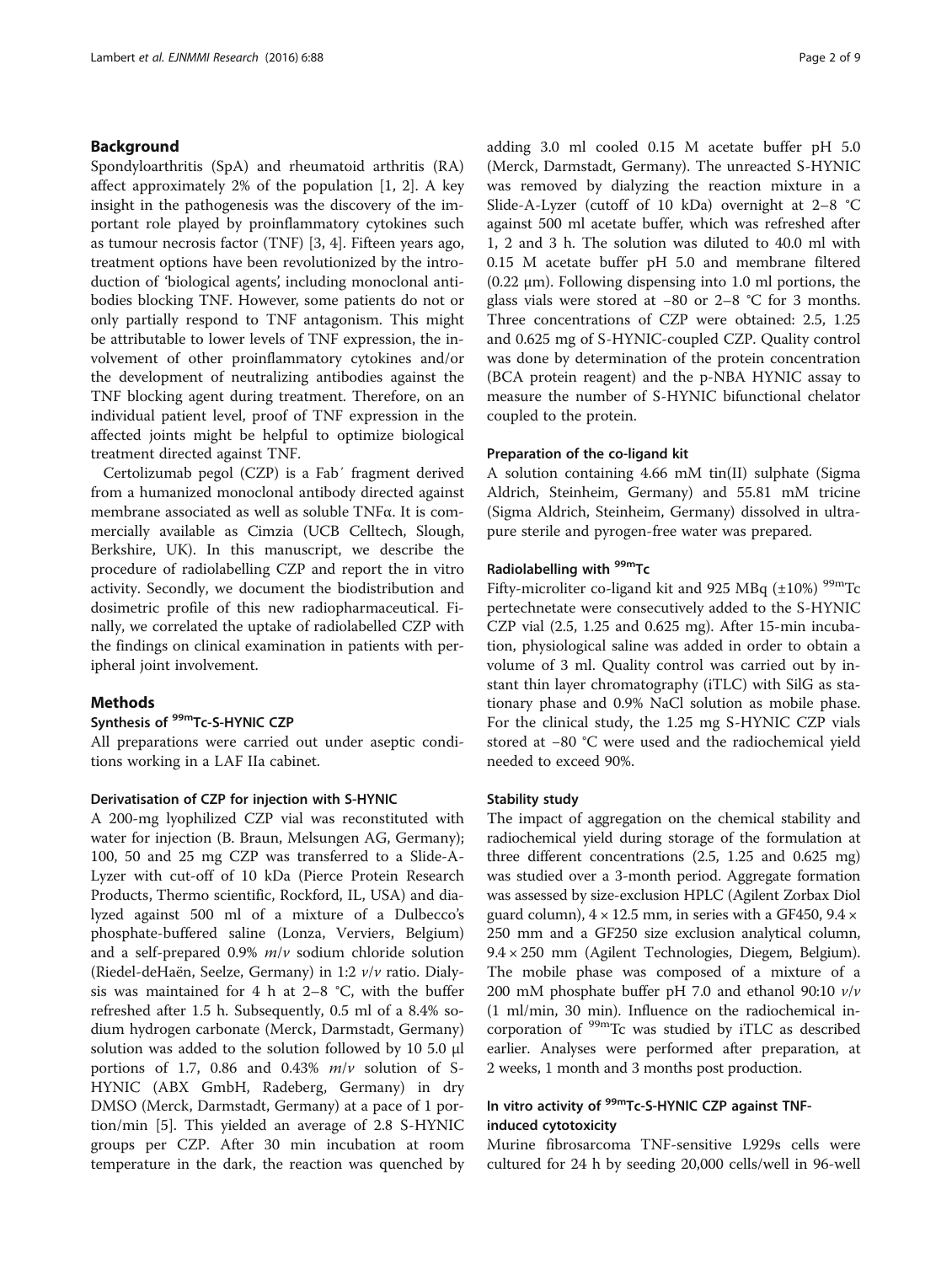## Background

Spondyloarthritis (SpA) and rheumatoid arthritis (RA) affect approximately 2% of the population [1, 2]. A key insight in the pathogenesis was the discovery of the important role played by proinflammatory cytokines such as tumour necrosis factor (TNF) [3, 4]. Fifteen years ago, treatment options have been revolutionized by the introduction of 'biological agents', including monoclonal antibodies blocking TNF. However, some patients do not or only partially respond to TNF antagonism. This might be attributable to lower levels of TNF expression, the involvement of other proinflammatory cytokines and/or the development of neutralizing antibodies against the TNF blocking agent during treatment. Therefore, on an individual patient level, proof of TNF expression in the affected joints might be helpful to optimize biological treatment directed against TNF.

Certolizumab pegol (CZP) is a Fab′ fragment derived from a humanized monoclonal antibody directed against membrane associated as well as soluble TNFα. It is commercially available as Cimzia (UCB Celltech, Slough, Berkshire, UK). In this manuscript, we describe the procedure of radiolabelling CZP and report the in vitro activity. Secondly, we document the biodistribution and dosimetric profile of this new radiopharmaceutical. Finally, we correlated the uptake of radiolabelled CZP with the findings on clinical examination in patients with peripheral joint involvement.

## Methods

### Synthesis of $^{99m}$Tc-S-HYNIC CZP

All preparations were carried out under aseptic conditions working in a LAF IIa cabinet.

#### Derivatisation of CZP for injection with S-HYNIC

A 200-mg lyophilized CZP vial was reconstituted with water for injection (B. Braun, Melsungen AG, Germany); 100, 50 and 25 mg CZP was transferred to a Slide-A-Lyzer with cut-off of 10 kDa (Pierce Protein Research Products, Thermo scientific, Rockford, IL, USA) and dialyzed against 500 ml of a mixture of a Dulbecco's phosphate-buffered saline (Lonza, Verviers, Belgium) and a self-prepared 0.9% *m*/*v* sodium chloride solution (Riedel-deHaën, Seelze, Germany) in 1:2 *v*/*v* ratio. Dialysis was maintained for 4 h at 2–8 °C, with the buffer refreshed after 1.5 h. Subsequently, 0.5 ml of a 8.4% sodium hydrogen carbonate (Merck, Darmstadt, Germany) solution was added to the solution followed by 10 5.0 μl portions of 1.7, 0.86 and 0.43% *m*/*v* solution of S-HYNIC (ABX GmbH, Radeberg, Germany) in dry DMSO (Merck, Darmstadt, Germany) at a pace of 1 portion/min [5]. This yielded an average of 2.8 S-HYNIC groups per CZP. After 30 min incubation at room temperature in the dark, the reaction was quenched by adding 3.0 ml cooled 0.15 M acetate buffer pH 5.0 (Merck, Darmstadt, Germany). The unreacted S-HYNIC was removed by dialyzing the reaction mixture in a Slide-A-Lyzer (cutoff of 10 kDa) overnight at 2–8 °C against 500 ml acetate buffer, which was refreshed after 1, 2 and 3 h. The solution was diluted to 40.0 ml with 0.15 M acetate buffer pH 5.0 and membrane filtered (0.22 μm). Following dispensing into 1.0 ml portions, the glass vials were stored at −80 or 2–8 °C for 3 months. Three concentrations of CZP were obtained: 2.5, 1.25 and 0.625 mg of S-HYNIC-coupled CZP. Quality control was done by determination of the protein concentration (BCA protein reagent) and the p-NBA HYNIC assay to measure the number of S-HYNIC bifunctional chelator coupled to the protein.

#### Preparation of the co-ligand kit

A solution containing 4.66 mM tin(II) sulphate (Sigma Aldrich, Steinheim, Germany) and 55.81 mM tricine (Sigma Aldrich, Steinheim, Germany) dissolved in ultrapure sterile and pyrogen-free water was prepared.

#### Radiolabelling with $^{99m}$Tc

Fifty-microliter co-ligand kit and 925 MBq (±10%) $^{99m}$Tc pertechnetate were consecutively added to the S-HYNIC CZP vial (2.5, 1.25 and 0.625 mg). After 15-min incubation, physiological saline was added in order to obtain a volume of 3 ml. Quality control was carried out by instant thin layer chromatography (iTLC) with SilG as stationary phase and 0.9% NaCl solution as mobile phase. For the clinical study, the 1.25 mg S-HYNIC CZP vials stored at −80 °C were used and the radiochemical yield needed to exceed 90%.

#### Stability study

The impact of aggregation on the chemical stability and radiochemical yield during storage of the formulation at three different concentrations (2.5, 1.25 and 0.625 mg) was studied over a 3-month period. Aggregate formation was assessed by size-exclusion HPLC (Agilent Zorbax Diol guard column), 4 × 12.5 mm, in series with a GF450, 9.4 × 250 mm and a GF250 size exclusion analytical column, 9.4 × 250 mm (Agilent Technologies, Diegem, Belgium). The mobile phase was composed of a mixture of a 200 mM phosphate buffer pH 7.0 and ethanol 90:10 *v*/*v* (1 ml/min, 30 min). Influence on the radiochemical incorporation of $^{99m}$Tc was studied by iTLC as described earlier. Analyses were performed after preparation, at 2 weeks, 1 month and 3 months post production.

### In vitro activity of $^{99m}$Tc-S-HYNIC CZP against TNF-induced cytotoxicity

Murine fibrosarcoma TNF-sensitive L929s cells were cultured for 24 h by seeding 20,000 cells/well in 96-well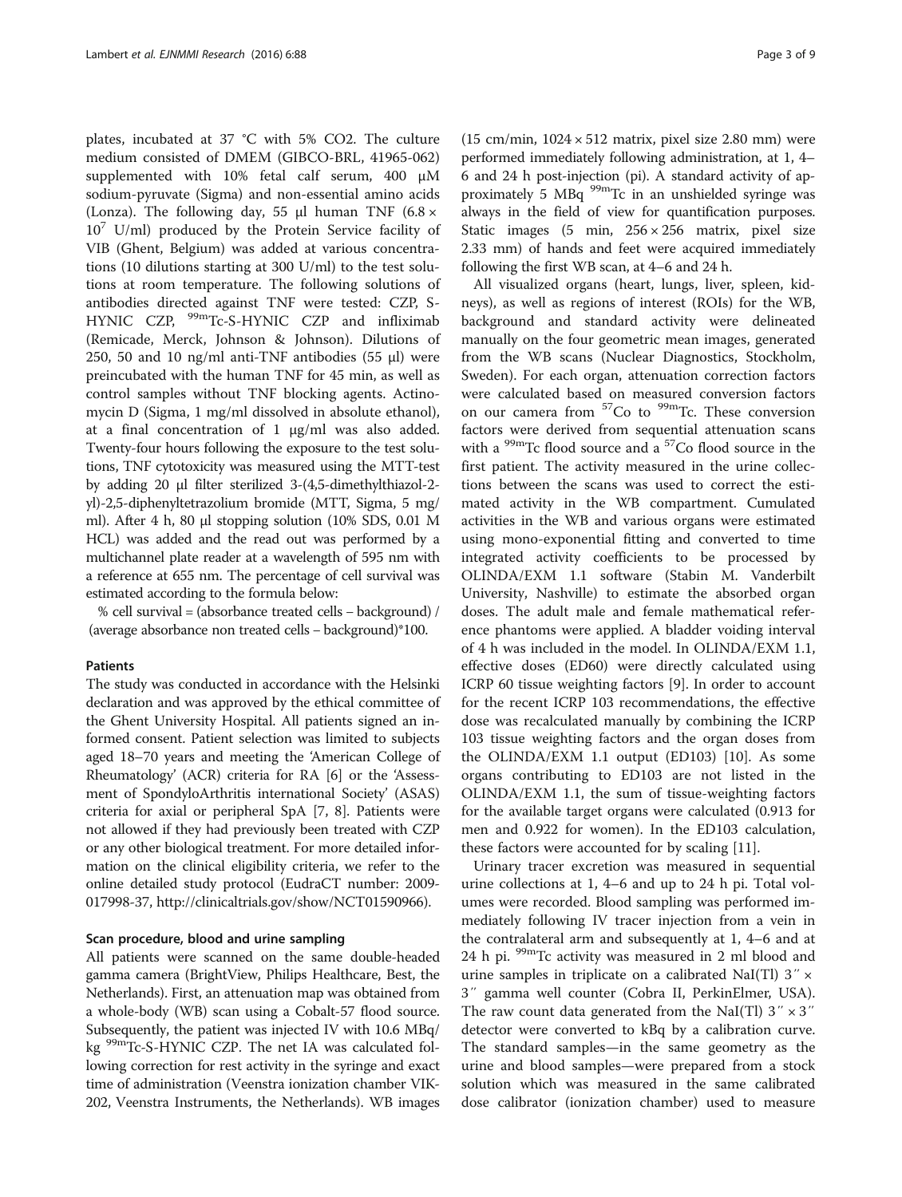plates, incubated at 37 °C with 5% $CO_2$. The culture medium consisted of DMEM (GIBCO-BRL, 41965-062) supplemented with 10% fetal calf serum, 400 μM sodium-pyruvate (Sigma) and non-essential amino acids (Lonza). The following day, 55 μl human TNF ($6.8 \times 10^7$ U/ml) produced by the Protein Service facility of VIB (Ghent, Belgium) was added at various concentrations (10 dilutions starting at 300 U/ml) to the test solutions at room temperature. The following solutions of antibodies directed against TNF were tested: CZP, S-HYNIC CZP, $^{99m}$Tc-S-HYNIC CZP and infliximab (Remicade, Merck, Johnson & Johnson). Dilutions of 250, 50 and 10 ng/ml anti-TNF antibodies (55 μl) were preincubated with the human TNF for 45 min, as well as control samples without TNF blocking agents. Actinomycin D (Sigma, 1 mg/ml dissolved in absolute ethanol), at a final concentration of 1 μg/ml was also added. Twenty-four hours following the exposure to the test solutions, TNF cytotoxicity was measured using the MTT-test by adding 20 μl filter sterilized 3-(4,5-dimethylthiazol-2-yl)-2,5-diphenyltetrazolium bromide (MTT, Sigma, 5 mg/ml). After 4 h, 80 μl stopping solution (10% SDS, 0.01 M HCL) was added and the read out was performed by a multichannel plate reader at a wavelength of 595 nm with a reference at 655 nm. The percentage of cell survival was estimated according to the formula below:

% cell survival = (absorbance treated cells – background) / (average absorbance non treated cells – background)*100.

### Patients

The study was conducted in accordance with the Helsinki declaration and was approved by the ethical committee of the Ghent University Hospital. All patients signed an informed consent. Patient selection was limited to subjects aged 18–70 years and meeting the 'American College of Rheumatology' (ACR) criteria for RA [6] or the 'Assessment of SpondyloArthritis international Society' (ASAS) criteria for axial or peripheral SpA [7, 8]. Patients were not allowed if they had previously been treated with CZP or any other biological treatment. For more detailed information on the clinical eligibility criteria, we refer to the online detailed study protocol (EudraCT number: 2009-017998-37, http://clinicaltrials.gov/show/NCT01590966).

### Scan procedure, blood and urine sampling

All patients were scanned on the same double-headed gamma camera (BrightView, Philips Healthcare, Best, the Netherlands). First, an attenuation map was obtained from a whole-body (WB) scan using a Cobalt-57 flood source. Subsequently, the patient was injected IV with 10.6 MBq/kg $^{99m}$Tc-S-HYNIC CZP. The net IA was calculated following correction for rest activity in the syringe and exact time of administration (Veenstra ionization chamber VIK-202, Veenstra Instruments, the Netherlands). WB images (15 cm/min, $1024 \times 512$ matrix, pixel size 2.80 mm) were performed immediately following administration, at 1, 4–6 and 24 h post-injection (pi). A standard activity of approximately 5 MBq $^{99m}$Tc in an unshielded syringe was always in the field of view for quantification purposes. Static images (5 min, $256 \times 256$ matrix, pixel size 2.33 mm) of hands and feet were acquired immediately following the first WB scan, at 4–6 and 24 h.

All visualized organs (heart, lungs, liver, spleen, kidneys), as well as regions of interest (ROIs) for the WB, background and standard activity were delineated manually on the four geometric mean images, generated from the WB scans (Nuclear Diagnostics, Stockholm, Sweden). For each organ, attenuation correction factors were calculated based on measured conversion factors on our camera from $^{57}$Co to $^{99m}$Tc. These conversion factors were derived from sequential attenuation scans with a $^{99m}$Tc flood source and a $^{57}$Co flood source in the first patient. The activity measured in the urine collections between the scans was used to correct the estimated activity in the WB compartment. Cumulated activities in the WB and various organs were estimated using mono-exponential fitting and converted to time integrated activity coefficients to be processed by OLINDA/EXM 1.1 software (Stabin M. Vanderbilt University, Nashville) to estimate the absorbed organ doses. The adult male and female mathematical reference phantoms were applied. A bladder voiding interval of 4 h was included in the model. In OLINDA/EXM 1.1, effective doses (ED60) were directly calculated using ICRP 60 tissue weighting factors [9]. In order to account for the recent ICRP 103 recommendations, the effective dose was recalculated manually by combining the ICRP 103 tissue weighting factors and the organ doses from the OLINDA/EXM 1.1 output (ED103) [10]. As some organs contributing to ED103 are not listed in the OLINDA/EXM 1.1, the sum of tissue-weighting factors for the available target organs were calculated (0.913 for men and 0.922 for women). In the ED103 calculation, these factors were accounted for by scaling [11].

Urinary tracer excretion was measured in sequential urine collections at 1, 4–6 and up to 24 h pi. Total volumes were recorded. Blood sampling was performed immediately following IV tracer injection from a vein in the contralateral arm and subsequently at 1, 4–6 and at 24 h pi. $^{99m}$Tc activity was measured in 2 ml blood and urine samples in triplicate on a calibrated NaI(Tl) 3″ × 3″ gamma well counter (Cobra II, PerkinElmer, USA). The raw count data generated from the NaI(Tl) 3″ × 3″ detector were converted to kBq by a calibration curve. The standard samples—in the same geometry as the urine and blood samples—were prepared from a stock solution which was measured in the same calibrated dose calibrator (ionization chamber) used to measure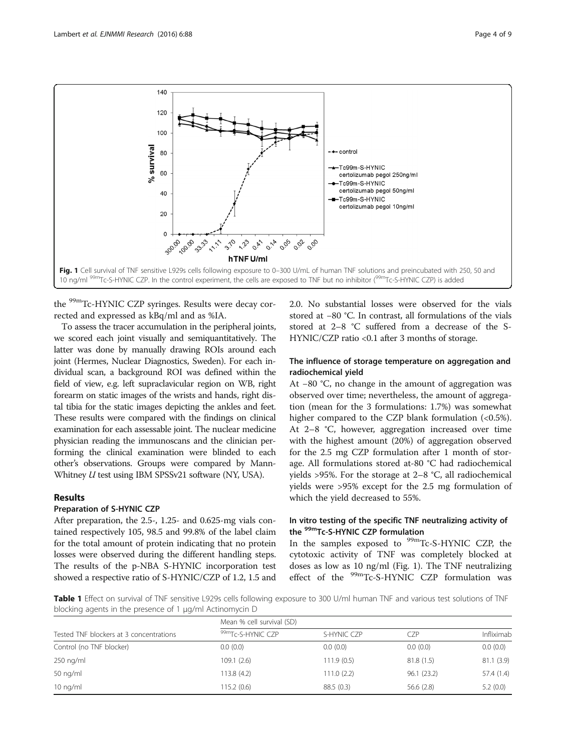Fig. 1 Cell survival of TNF sensitive L929s cells following exposure to 0–300 U/mL of human TNF solutions and preincubated with 250, 50 and 10 ng/ml $^{99m}$Tc-S-HYNIC CZP. In the control experiment, the cells are exposed to TNF but no inhibitor ($^{99m}$Tc-S-HYNIC CZP) is added

the $^{99m}$Tc-HYNIC CZP syringes. Results were decay corrected and expressed as kBq/ml and as %IA.

To assess the tracer accumulation in the peripheral joints, we scored each joint visually and semiquantitatively. The latter was done by manually drawing ROIs around each joint (Hermes, Nuclear Diagnostics, Sweden). For each individual scan, a background ROI was defined within the field of view, e.g. left supraclavicular region on WB, right forearm on static images of the wrists and hands, right distal tibia for the static images depicting the ankles and feet. These results were compared with the findings on clinical examination for each assessable joint. The nuclear medicine physician reading the immunoscans and the clinician performing the clinical examination were blinded to each other's observations. Groups were compared by Mann-Whitney *U* test using IBM SPSSv21 software (NY, USA).

## Results

### Preparation of S-HYNIC CZP

After preparation, the 2.5-, 1.25- and 0.625-mg vials contained respectively 105, 98.5 and 99.8% of the label claim for the total amount of protein indicating that no protein losses were observed during the different handling steps. The results of the p-NBA S-HYNIC incorporation test showed a respective ratio of S-HYNIC/CZP of 1.2, 1.5 and 2.0. No substantial losses were observed for the vials stored at −80 °C. In contrast, all formulations of the vials stored at 2–8 °C suffered from a decrease of the S-HYNIC/CZP ratio <0.1 after 3 months of storage.

### The influence of storage temperature on aggregation and radiochemical yield

At −80 °C, no change in the amount of aggregation was observed over time; nevertheless, the amount of aggregation (mean for the 3 formulations: 1.7%) was somewhat higher compared to the CZP blank formulation (<0.5%). At 2–8 °C, however, aggregation increased over time with the highest amount (20%) of aggregation observed for the 2.5 mg CZP formulation after 1 month of storage. All formulations stored at-80 °C had radiochemical yields >95%. For the storage at 2–8 °C, all radiochemical yields were >95% except for the 2.5 mg formulation of which the yield decreased to 55%.

### In vitro testing of the specific TNF neutralizing activity of the $^{99m}$Tc-S-HYNIC CZP formulation

In the samples exposed to $^{99m}$Tc-S-HYNIC CZP, the cytotoxic activity of TNF was completely blocked at doses as low as 10 ng/ml (Fig. 1). The TNF neutralizing effect of the $^{99m}$Tc-S-HYNIC CZP formulation was

**Table 1** Effect on survival of TNF sensitive L929s cells following exposure to 300 U/ml human TNF and various test solutions of TNF blocking agents in the presence of 1 µg/ml Actinomycin D

| Tested TNF blockers at 3 concentrations | Mean % cell survival (SD) | | | |
|---|---|---|---|---|
| | $^{99m}$Tc-S-HYNIC CZP | S-HYNIC CZP | CZP | Infliximab |
| Control (no TNF blocker) | 0.0 (0.0) | 0.0 (0.0) | 0.0 (0.0) | 0.0 (0.0) |
| 250 ng/ml | 109.1 (2.6) | 111.9 (0.5) | 81.8 (1.5) | 81.1 (3.9) |
| 50 ng/ml | 113.8 (4.2) | 111.0 (2.2) | 96.1 (23.2) | 57.4 (1.4) |
| 10 ng/ml | 115.2 (0.6) | 88.5 (0.3) | 56.6 (2.8) | 5.2 (0.0) |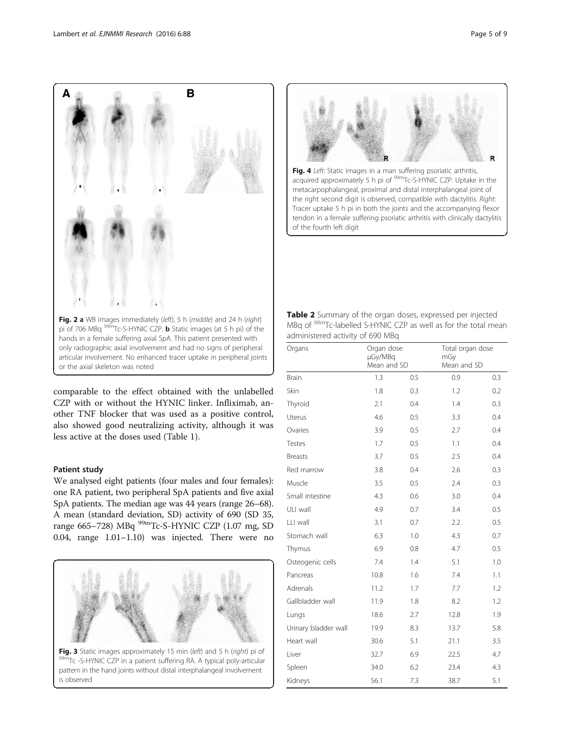**Fig. 2 a** WB images immediately (*left*), 5 h (*middle*) and 24 h (*right*) pi of 706 MBq $^{99m}$Tc-S-HYNIC CZP. **b** Static images (at 5 h pi) of the hands in a female suffering axial SpA. This patient presented with only radiographic axial involvement and had no signs of peripheral articular involvement. No enhanced tracer uptake in peripheral joints or the axial skeleton was noted

**Fig. 4** *Left*: Static images in a man suffering psoriatic arthritis, acquired approximately 5 h pi of $^{99m}$Tc-S-HYNIC CZP. Uptake in the metacarpophalangeal, proximal and distal interphalangeal joint of the right second digit is observed, compatible with dactylitis. *Right*: Tracer uptake 5 h pi in both the joints and the accompanying flexor tendon in a female suffering psoriatic arthritis with clinically dactylitis of the fourth left digit

comparable to the effect obtained with the unlabelled CZP with or without the HYNIC linker. Infliximab, another TNF blocker that was used as a positive control, also showed good neutralizing activity, although it was less active at the doses used (Table 1).

### Patient study

We analysed eight patients (four males and four females): one RA patient, two peripheral SpA patients and five axial SpA patients. The median age was 44 years (range 26–68). A mean (standard deviation, SD) activity of 690 (SD 35, range 665–728) MBq $^{99m}$Tc-S-HYNIC CZP (1.07 mg, SD 0.04, range 1.01–1.10) was injected. There were no

**Fig. 3** Static images approximately 15 min (*left*) and 5 h (*right*) pi of $^{99m}$Tc -S-HYNIC CZP in a patient suffering RA. A typical poly-articular pattern in the hand joints without distal interphalangeal involvement is observed

**Table 2** Summary of the organ doses, expressed per injected MBq of $^{99m}$Tc-labelled S-HYNIC CZP as well as for the total mean administered activity of 690 MBq

| Organs | Organ dose µGy/MBq Mean and SD | | Total organ dose mGy Mean and SD | |
|---|---|---|---|---|
| Brain | 1.3 | 0.5 | 0.9 | 0.3 |
| Skin | 1.8 | 0.3 | 1.2 | 0.2 |
| Thyroid | 2.1 | 0.4 | 1.4 | 0.3 |
| Uterus | 4.6 | 0.5 | 3.3 | 0.4 |
| Ovaries | 3.9 | 0.5 | 2.7 | 0.4 |
| Testes | 1.7 | 0.5 | 1.1 | 0.4 |
| Breasts | 3.7 | 0.5 | 2.5 | 0.4 |
| Red marrow | 3.8 | 0.4 | 2.6 | 0.3 |
| Muscle | 3.5 | 0.5 | 2.4 | 0.3 |
| Small intestine | 4.3 | 0.6 | 3.0 | 0.4 |
| ULI wall | 4.9 | 0.7 | 3.4 | 0.5 |
| LLI wall | 3.1 | 0.7 | 2.2 | 0.5 |
| Stomach wall | 6.3 | 1.0 | 4.3 | 0.7 |
| Thymus | 6.9 | 0.8 | 4.7 | 0.5 |
| Osteogenic cells | 7.4 | 1.4 | 5.1 | 1.0 |
| Pancreas | 10.8 | 1.6 | 7.4 | 1.1 |
| Adrenals | 11.2 | 1.7 | 7.7 | 1.2 |
| Gallbladder wall | 11.9 | 1.8 | 8.2 | 1.2 |
| Lungs | 18.6 | 2.7 | 12.8 | 1.9 |
| Urinary bladder wall | 19.9 | 8.3 | 13.7 | 5.8 |
| Heart wall | 30.6 | 5.1 | 21.1 | 3.5 |
| Liver | 32.7 | 6.9 | 22.5 | 4.7 |
| Spleen | 34.0 | 6.2 | 23.4 | 4.3 |
| Kidneys | 56.1 | 7.3 | 38.7 | 5.1 |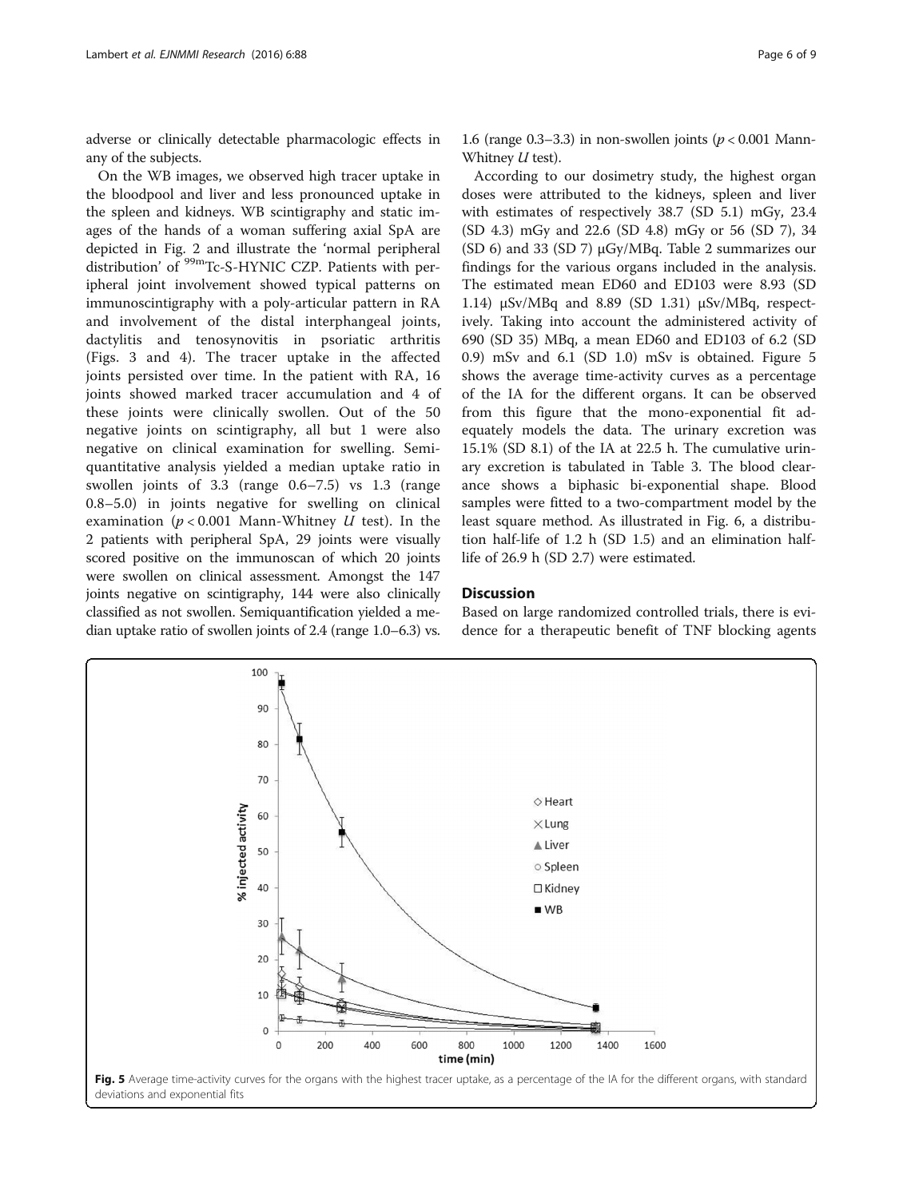adverse or clinically detectable pharmacologic effects in any of the subjects.

On the WB images, we observed high tracer uptake in the bloodpool and liver and less pronounced uptake in the spleen and kidneys. WB scintigraphy and static images of the hands of a woman suffering axial SpA are depicted in Fig. 2 and illustrate the 'normal peripheral distribution' of $^{99m}$Tc-S-HYNIC CZP. Patients with peripheral joint involvement showed typical patterns on immunoscintigraphy with a poly-articular pattern in RA and involvement of the distal interphangeal joints, dactylitis and tenosynovitis in psoriatic arthritis (Figs. 3 and 4). The tracer uptake in the affected joints persisted over time. In the patient with RA, 16 joints showed marked tracer accumulation and 4 of these joints were clinically swollen. Out of the 50 negative joints on scintigraphy, all but 1 were also negative on clinical examination for swelling. Semiquantitative analysis yielded a median uptake ratio in swollen joints of 3.3 (range 0.6–7.5) vs 1.3 (range 0.8–5.0) in joints negative for swelling on clinical examination ($p < 0.001$ Mann-Whitney $U$ test). In the 2 patients with peripheral SpA, 29 joints were visually scored positive on the immunoscan of which 20 joints were swollen on clinical assessment. Amongst the 147 joints negative on scintigraphy, 144 were also clinically classified as not swollen. Semiquantification yielded a median uptake ratio of swollen joints of 2.4 (range 1.0–6.3) vs. 1.6 (range 0.3–3.3) in non-swollen joints ($p < 0.001$ Mann-Whitney $U$ test).

According to our dosimetry study, the highest organ doses were attributed to the kidneys, spleen and liver with estimates of respectively 38.7 (SD 5.1) mGy, 23.4 (SD 4.3) mGy and 22.6 (SD 4.8) mGy or 56 (SD 7), 34 (SD 6) and 33 (SD 7) μGy/MBq. Table 2 summarizes our findings for the various organs included in the analysis. The estimated mean ED60 and ED103 were 8.93 (SD 1.14) μSv/MBq and 8.89 (SD 1.31) μSv/MBq, respectively. Taking into account the administered activity of 690 (SD 35) MBq, a mean ED60 and ED103 of 6.2 (SD 0.9) mSv and 6.1 (SD 1.0) mSv is obtained. Figure 5 shows the average time-activity curves as a percentage of the IA for the different organs. It can be observed from this figure that the mono-exponential fit adequately models the data. The urinary excretion was 15.1% (SD 8.1) of the IA at 22.5 h. The cumulative urinary excretion is tabulated in Table 3. The blood clearance shows a biphasic bi-exponential shape. Blood samples were fitted to a two-compartment model by the least square method. As illustrated in Fig. 6, a distribution half-life of 1.2 h (SD 1.5) and an elimination half-life of 26.9 h (SD 2.7) were estimated.

## Discussion

Based on large randomized controlled trials, there is evidence for a therapeutic benefit of TNF blocking agents

**Fig. 5** Average time-activity curves for the organs with the highest tracer uptake, as a percentage of the IA for the different organs, with standard deviations and exponential fits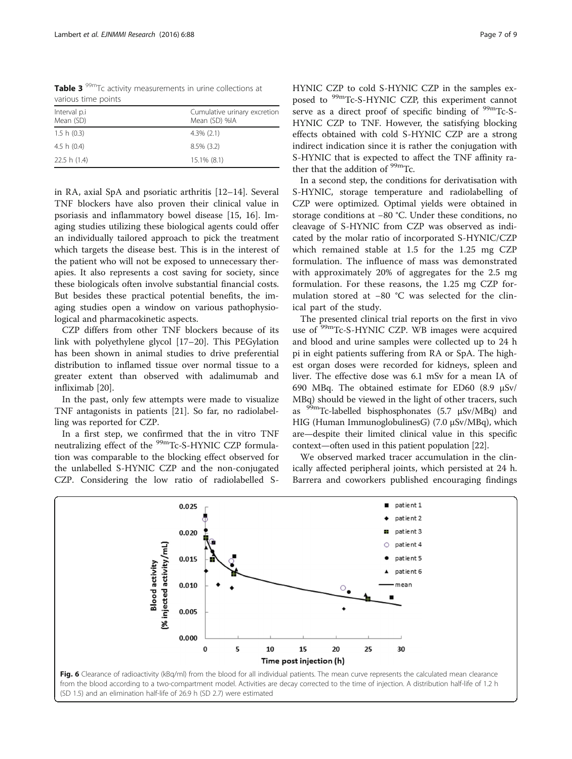**Table 3** $^{99m}$Tc activity measurements in urine collections at various time points

| Interval p.i Mean (SD) | Cumulative urinary excretion Mean (SD) %IA |
| --- | --- |
| 1.5 h (0.3) | 4.3% (2.1) |
| 4.5 h (0.4) | 8.5% (3.2) |
| 22.5 h (1.4) | 15.1% (8.1) |

in RA, axial SpA and psoriatic arthritis [12–14]. Several TNF blockers have also proven their clinical value in psoriasis and inflammatory bowel disease [15, 16]. Imaging studies utilizing these biological agents could offer an individually tailored approach to pick the treatment which targets the disease best. This is in the interest of the patient who will not be exposed to unnecessary therapies. It also represents a cost saving for society, since these biologicals often involve substantial financial costs. But besides these practical potential benefits, the imaging studies open a window on various pathophysiological and pharmacokinetic aspects.

CZP differs from other TNF blockers because of its link with polyethylene glycol [17–20]. This PEGylation has been shown in animal studies to drive preferential distribution to inflamed tissue over normal tissue to a greater extent than observed with adalimumab and infliximab [20].

In the past, only few attempts were made to visualize TNF antagonists in patients [21]. So far, no radiolabelling was reported for CZP.

In a first step, we confirmed that the in vitro TNF neutralizing effect of the $^{99m}$Tc-S-HYNIC CZP formulation was comparable to the blocking effect observed for the unlabelled S-HYNIC CZP and the non-conjugated CZP. Considering the low ratio of radiolabelled S-HYNIC CZP to cold S-HYNIC CZP in the samples exposed to $^{99m}$Tc-S-HYNIC CZP, this experiment cannot serve as a direct proof of specific binding of $^{99m}$Tc-S-HYNIC CZP to TNF. However, the satisfying blocking effects obtained with cold S-HYNIC CZP are a strong indirect indication since it is rather the conjugation with S-HYNIC that is expected to affect the TNF affinity rather that the addition of $^{99m}$Tc.

In a second step, the conditions for derivatisation with S-HYNIC, storage temperature and radiolabelling of CZP were optimized. Optimal yields were obtained in storage conditions at −80 °C. Under these conditions, no cleavage of S-HYNIC from CZP was observed as indicated by the molar ratio of incorporated S-HYNIC/CZP which remained stable at 1.5 for the 1.25 mg CZP formulation. The influence of mass was demonstrated with approximately 20% of aggregates for the 2.5 mg formulation. For these reasons, the 1.25 mg CZP formulation stored at −80 °C was selected for the clinical part of the study.

The presented clinical trial reports on the first in vivo use of $^{99m}$Tc-S-HYNIC CZP. WB images were acquired and blood and urine samples were collected up to 24 h pi in eight patients suffering from RA or SpA. The highest organ doses were recorded for kidneys, spleen and liver. The effective dose was 6.1 mSv for a mean IA of 690 MBq. The obtained estimate for ED60 (8.9 μSv/MBq) should be viewed in the light of other tracers, such as $^{99m}$Tc-labelled bisphosphonates (5.7 μSv/MBq) and HIG (Human ImmunoglobulinesG) (7.0 μSv/MBq), which are—despite their limited clinical value in this specific context—often used in this patient population [22].

We observed marked tracer accumulation in the clinically affected peripheral joints, which persisted at 24 h. Barrera and coworkers published encouraging findings

**Fig. 6** Clearance of radioactivity (kBq/ml) from the blood for all individual patients. The mean curve represents the calculated mean clearance from the blood according to a two-compartment model. Activities are decay corrected to the time of injection. A distribution half-life of 1.2 h (SD 1.5) and an elimination half-life of 26.9 h (SD 2.7) were estimated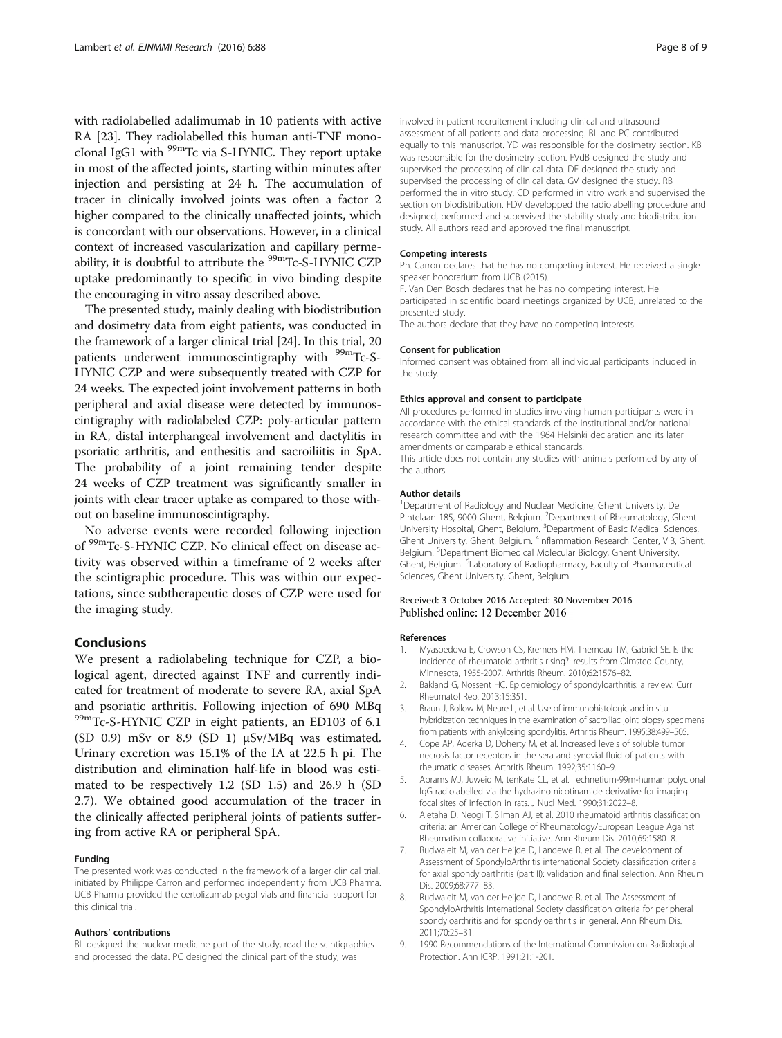with radiolabelled adalimumab in 10 patients with active RA [23]. They radiolabelled this human anti-TNF monoclonal IgG1 with $^{99m}$Tc via S-HYNIC. They report uptake in most of the affected joints, starting within minutes after injection and persisting at 24 h. The accumulation of tracer in clinically involved joints was often a factor 2 higher compared to the clinically unaffected joints, which is concordant with our observations. However, in a clinical context of increased vascularization and capillary permeability, it is doubtful to attribute the $^{99m}$Tc-S-HYNIC CZP uptake predominantly to specific in vivo binding despite the encouraging in vitro assay described above.

The presented study, mainly dealing with biodistribution and dosimetry data from eight patients, was conducted in the framework of a larger clinical trial [24]. In this trial, 20 patients underwent immunoscintigraphy with $^{99m}$Tc-S-HYNIC CZP and were subsequently treated with CZP for 24 weeks. The expected joint involvement patterns in both peripheral and axial disease were detected by immunoscintigraphy with radiolabeled CZP: poly-articular pattern in RA, distal interphangeal involvement and dactylitis in psoriatic arthritis, and enthesitis and sacroiliitis in SpA. The probability of a joint remaining tender despite 24 weeks of CZP treatment was significantly smaller in joints with clear tracer uptake as compared to those without on baseline immunoscintigraphy.

No adverse events were recorded following injection of $^{99m}$Tc-S-HYNIC CZP. No clinical effect on disease activity was observed within a timeframe of 2 weeks after the scintigraphic procedure. This was within our expectations, since subtherapeutic doses of CZP were used for the imaging study.

## Conclusions

We present a radiolabeling technique for CZP, a biological agent, directed against TNF and currently indicated for treatment of moderate to severe RA, axial SpA and psoriatic arthritis. Following injection of 690 MBq $^{99m}$Tc-S-HYNIC CZP in eight patients, an ED103 of 6.1 (SD 0.9) mSv or 8.9 (SD 1) μSv/MBq was estimated. Urinary excretion was 15.1% of the IA at 22.5 h pi. The distribution and elimination half-life in blood was estimated to be respectively 1.2 (SD 1.5) and 26.9 h (SD 2.7). We obtained good accumulation of the tracer in the clinically affected peripheral joints of patients suffering from active RA or peripheral SpA.

#### Funding

The presented work was conducted in the framework of a larger clinical trial, initiated by Philippe Carron and performed independently from UCB Pharma. UCB Pharma provided the certolizumab pegol vials and financial support for this clinical trial.

#### Authors' contributions

BL designed the nuclear medicine part of the study, read the scintigraphies and processed the data. PC designed the clinical part of the study, was involved in patient recruitement including clinical and ultrasound assessment of all patients and data processing. BL and PC contributed equally to this manuscript. YD was responsible for the dosimetry section. KB was responsible for the dosimetry section. FVdB designed the study and supervised the processing of clinical data. DE designed the study and supervised the processing of clinical data. GV designed the study. RB performed the in vitro study. CD performed in vitro work and supervised the section on biodistribution. FDV developped the radiolabelling procedure and designed, performed and supervised the stability study and biodistribution study. All authors read and approved the final manuscript.

#### Competing interests

Ph. Carron declares that he has no competing interest. He received a single speaker honorarium from UCB (2015).
F. Van Den Bosch declares that he has no competing interest. He participated in scientific board meetings organized by UCB, unrelated to the presented study.
The authors declare that they have no competing interests.

#### Consent for publication

Informed consent was obtained from all individual participants included in the study.

#### Ethics approval and consent to participate

All procedures performed in studies involving human participants were in accordance with the ethical standards of the institutional and/or national research committee and with the 1964 Helsinki declaration and its later amendments or comparable ethical standards.
This article does not contain any studies with animals performed by any of the authors.

#### Author details

[1]Department of Radiology and Nuclear Medicine, Ghent University, De Pintelaan 185, 9000 Ghent, Belgium. [2]Department of Rheumatology, Ghent University Hospital, Ghent, Belgium. [3]Department of Basic Medical Sciences, Ghent University, Ghent, Belgium. [4]Inflammation Research Center, VIB, Ghent, Belgium. [5]Department Biomedical Molecular Biology, Ghent University, Ghent, Belgium. [6]Laboratory of Radiopharmacy, Faculty of Pharmaceutical Sciences, Ghent University, Ghent, Belgium.

Received: 3 October 2016 Accepted: 30 November 2016
Published online: 12 December 2016

#### References

1. Myasoedova E, Crowson CS, Kremers HM, Therneau TM, Gabriel SE. Is the incidence of rheumatoid arthritis rising?: results from Olmsted County, Minnesota, 1955-2007. Arthritis Rheum. 2010;62:1576–82.
2. Bakland G, Nossent HC. Epidemiology of spondyloarthritis: a review. Curr Rheumatol Rep. 2013;15:351.
3. Braun J, Bollow M, Neure L, et al. Use of immunohistologic and in situ hybridization techniques in the examination of sacroiliac joint biopsy specimens from patients with ankylosing spondylitis. Arthritis Rheum. 1995;38:499–505.
4. Cope AP, Aderka D, Doherty M, et al. Increased levels of soluble tumor necrosis factor receptors in the sera and synovial fluid of patients with rheumatic diseases. Arthritis Rheum. 1992;35:1160–9.
5. Abrams MJ, Juweid M, tenKate CL, et al. Technetium-99m-human polyclonal IgG radiolabelled via the hydrazino nicotinamide derivative for imaging focal sites of infection in rats. J Nucl Med. 1990;31:2022–8.
6. Aletaha D, Neogi T, Silman AJ, et al. 2010 rheumatoid arthritis classification criteria: an American College of Rheumatology/European League Against Rheumatism collaborative initiative. Ann Rheum Dis. 2010;69:1580–8.
7. Rudwaleit M, van der Heijde D, Landewe R, et al. The development of Assessment of SpondyloArthritis international Society classification criteria for axial spondyloarthritis (part II): validation and final selection. Ann Rheum Dis. 2009;68:777–83.
8. Rudwaleit M, van der Heijde D, Landewe R, et al. The Assessment of SpondyloArthritis International Society classification criteria for peripheral spondyloarthritis and for spondyloarthritis in general. Ann Rheum Dis. 2011;70:25–31.
9. 1990 Recommendations of the International Commission on Radiological Protection. Ann ICRP. 1991;21:1-201.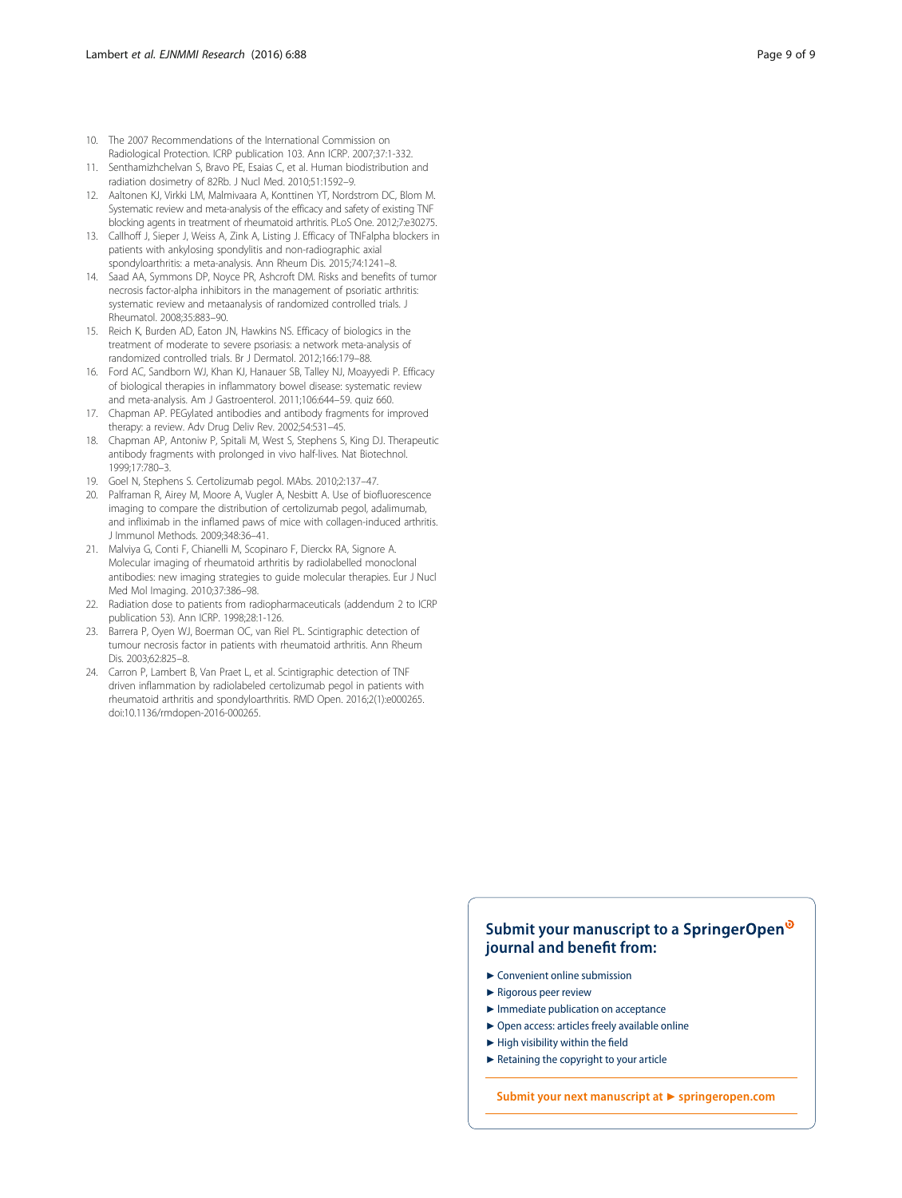10. The 2007 Recommendations of the International Commission on Radiological Protection. ICRP publication 103. Ann ICRP. 2007;37:1-332.
11. Senthamizhchelvan S, Bravo PE, Esaias C, et al. Human biodistribution and radiation dosimetry of 82Rb. J Nucl Med. 2010;51:1592–9.
12. Aaltonen KJ, Virkki LM, Malmivaara A, Konttinen YT, Nordstrom DC, Blom M. Systematic review and meta-analysis of the efficacy and safety of existing TNF blocking agents in treatment of rheumatoid arthritis. PLoS One. 2012;7:e30275.
13. Callhoff J, Sieper J, Weiss A, Zink A, Listing J. Efficacy of TNFalpha blockers in patients with ankylosing spondylitis and non-radiographic axial spondyloarthritis: a meta-analysis. Ann Rheum Dis. 2015;74:1241–8.
14. Saad AA, Symmons DP, Noyce PR, Ashcroft DM. Risks and benefits of tumor necrosis factor-alpha inhibitors in the management of psoriatic arthritis: systematic review and metaanalysis of randomized controlled trials. J Rheumatol. 2008;35:883–90.
15. Reich K, Burden AD, Eaton JN, Hawkins NS. Efficacy of biologics in the treatment of moderate to severe psoriasis: a network meta-analysis of randomized controlled trials. Br J Dermatol. 2012;166:179–88.
16. Ford AC, Sandborn WJ, Khan KJ, Hanauer SB, Talley NJ, Moayyedi P. Efficacy of biological therapies in inflammatory bowel disease: systematic review and meta-analysis. Am J Gastroenterol. 2011;106:644–59. quiz 660.
17. Chapman AP. PEGylated antibodies and antibody fragments for improved therapy: a review. Adv Drug Deliv Rev. 2002;54:531–45.
18. Chapman AP, Antoniw P, Spitali M, West S, Stephens S, King DJ. Therapeutic antibody fragments with prolonged in vivo half-lives. Nat Biotechnol. 1999;17:780–3.
19. Goel N, Stephens S. Certolizumab pegol. MAbs. 2010;2:137–47.
20. Palframan R, Airey M, Moore A, Vugler A, Nesbitt A. Use of biofluorescence imaging to compare the distribution of certolizumab pegol, adalimumab, and infliximab in the inflamed paws of mice with collagen-induced arthritis. J Immunol Methods. 2009;348:36–41.
21. Malviya G, Conti F, Chianelli M, Scopinaro F, Dierckx RA, Signore A. Molecular imaging of rheumatoid arthritis by radiolabelled monoclonal antibodies: new imaging strategies to guide molecular therapies. Eur J Nucl Med Mol Imaging. 2010;37:386–98.
22. Radiation dose to patients from radiopharmaceuticals (addendum 2 to ICRP publication 53). Ann ICRP. 1998;28:1-126.
23. Barrera P, Oyen WJ, Boerman OC, van Riel PL. Scintigraphic detection of tumour necrosis factor in patients with rheumatoid arthritis. Ann Rheum Dis. 2003;62:825–8.
24. Carron P, Lambert B, Van Praet L, et al. Scintigraphic detection of TNF driven inflammation by radiolabeled certolizumab pegol in patients with rheumatoid arthritis and spondyloarthritis. RMD Open. 2016;2(1):e000265. doi:10.1136/rmdopen-2016-000265.

**Submit your manuscript to a SpringerOpen journal and benefit from:**

- ► Convenient online submission
- ► Rigorous peer review
- ► Immediate publication on acceptance
- ► Open access: articles freely available online
- ► High visibility within the field
- ► Retaining the copyright to your article

**Submit your next manuscript at ► springeropen.com**